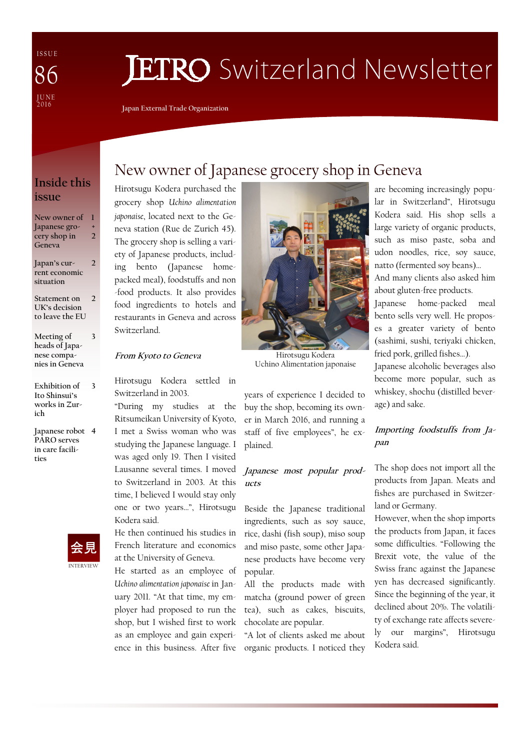ISSUE 86

JUNE 2016

# JETRO Switzerland Newsletter

Japan External Trade Organization

## Inside this issue

| | |
|---|---|
| New owner of Japanese grocery shop in Geneva | 1 + 2 |
| Japan's current economic situation | 2 |
| Statement on UK's decision to leave the EU | 2 |
| Meeting of heads of Japanese companies in Geneva | 3 |
| Exhibition of Ito Shinsui's works in Zurich | 3 |
| Japanese robot PARO serves in care facilities | 4 |

会見

INTERVIEW

## New owner of Japanese grocery shop in Geneva

Hirotsugu Kodera purchased the grocery shop *Uchino alimentation japonaise*, located next to the Geneva station (Rue de Zurich 45). The grocery shop is selling a variety of Japanese products, including bento (Japanese home-packed meal), foodstuffs and non-food products. It also provides food ingredients to hotels and restaurants in Geneva and across Switzerland.

### *From Kyoto to Geneva*

Hirotsugu Kodera settled in Switzerland in 2003.

"During my studies at the Ritsumeikan University of Kyoto, I met a Swiss woman who was studying the Japanese language. I was aged only 19. Then I visited Lausanne several times. I moved to Switzerland in 2003. At this time, I believed I would stay only one or two years…", Hirotsugu Kodera said.

He then continued his studies in French literature and economics at the University of Geneva.

He started as an employee of *Uchino alimentation japonaise* in January 2011. "At that time, my employer had proposed to run the shop, but I wished first to work as an employee and gain experience in this business. After five years of experience I decided to buy the shop, becoming its owner in March 2016, and running a staff of five employees", he explained.

Hirotsugu Kodera
Uchino Alimentation japonaise

### *Japanese most popular products*

Beside the Japanese traditional ingredients, such as soy sauce, rice, dashi (fish soup), miso soup and miso paste, some other Japanese products have become very popular.

All the products made with matcha (ground power of green tea), such as cakes, biscuits, chocolate are popular.

"A lot of clients asked me about organic products. I noticed they are becoming increasingly popular in Switzerland", Hirotsugu Kodera said. His shop sells a large variety of organic products, such as miso paste, soba and udon noodles, rice, soy sauce, natto (fermented soy beans)…

And many clients also asked him about gluten-free products.

Japanese home-packed meal bento sells very well. He proposes a greater variety of bento (sashimi, sushi, teriyaki chicken, fried pork, grilled fishes…).

Japanese alcoholic beverages also become more popular, such as whiskey, shochu (distilled beverage) and sake.

### *Importing foodstuffs from Japan*

The shop does not import all the products from Japan. Meats and fishes are purchased in Switzerland or Germany.

However, when the shop imports the products from Japan, it faces some difficulties. "Following the Brexit vote, the value of the Swiss franc against the Japanese yen has decreased significantly. Since the beginning of the year, it declined about 20%. The volatility of exchange rate affects severely our margins", Hirotsugu Kodera said.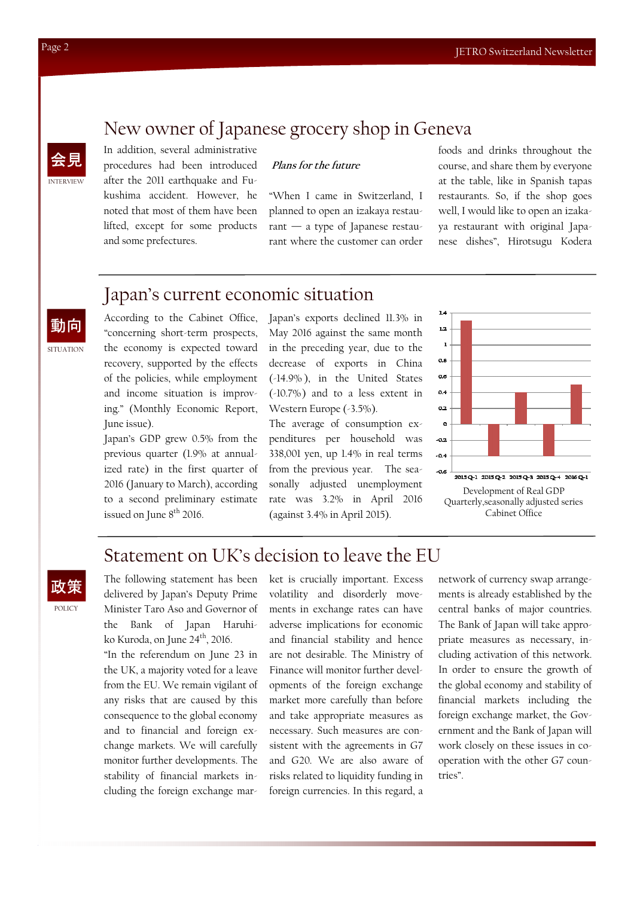## New owner of Japanese grocery shop in Geneva

会見

INTERVIEW

In addition, several administrative procedures had been introduced after the 2011 earthquake and Fukushima accident. However, he noted that most of them have been lifted, except for some products and some prefectures.

***Plans for the future***

"When I came in Switzerland, I planned to open an izakaya restaurant — a type of Japanese restaurant where the customer can order foods and drinks throughout the course, and share them by everyone at the table, like in Spanish tapas restaurants. So, if the shop goes well, I would like to open an izakaya restaurant with original Japanese dishes", Hirotsugu Kodera

## Japan's current economic situation

動向

SITUATION

According to the Cabinet Office, "concerning short-term prospects, the economy is expected toward recovery, supported by the effects of the policies, while employment and income situation is improving." (Monthly Economic Report, June issue).

Japan's GDP grew 0.5% from the previous quarter (1.9% at annualized rate) in the first quarter of 2016 (January to March), according to a second preliminary estimate issued on June 8th 2016.

Japan's exports declined 11.3% in May 2016 against the same month in the preceding year, due to the decrease of exports in China (-14.9%), in the United States (-10.7%) and to a less extent in Western Europe (-3.5%).

The average of consumption expenditures per household was 338,001 yen, up 1.4% in real terms from the previous year. The seasonally adjusted unemployment rate was 3.2% in April 2016 (against 3.4% in April 2015).

Development of Real GDP
Quarterly,seasonally adjusted series
Cabinet Office

## Statement on UK's decision to leave the EU

政策

POLICY

The following statement has been delivered by Japan's Deputy Prime Minister Taro Aso and Governor of the Bank of Japan Haruhiko Kuroda, on June 24th, 2016.

"In the referendum on June 23 in the UK, a majority voted for a leave from the EU. We remain vigilant of any risks that are caused by this consequence to the global economy and to financial and foreign exchange markets. We will carefully monitor further developments. The stability of financial markets including the foreign exchange market is crucially important. Excess volatility and disorderly movements in exchange rates can have adverse implications for economic and financial stability and hence are not desirable. The Ministry of Finance will monitor further developments of the foreign exchange market more carefully than before and take appropriate measures as necessary. Such measures are consistent with the agreements in G7 and G20. We are also aware of risks related to liquidity funding in foreign currencies. In this regard, a network of currency swap arrangements is already established by the central banks of major countries. The Bank of Japan will take appropriate measures as necessary, including activation of this network. In order to ensure the growth of the global economy and stability of financial markets including the foreign exchange market, the Government and the Bank of Japan will work closely on these issues in co-operation with the other G7 countries".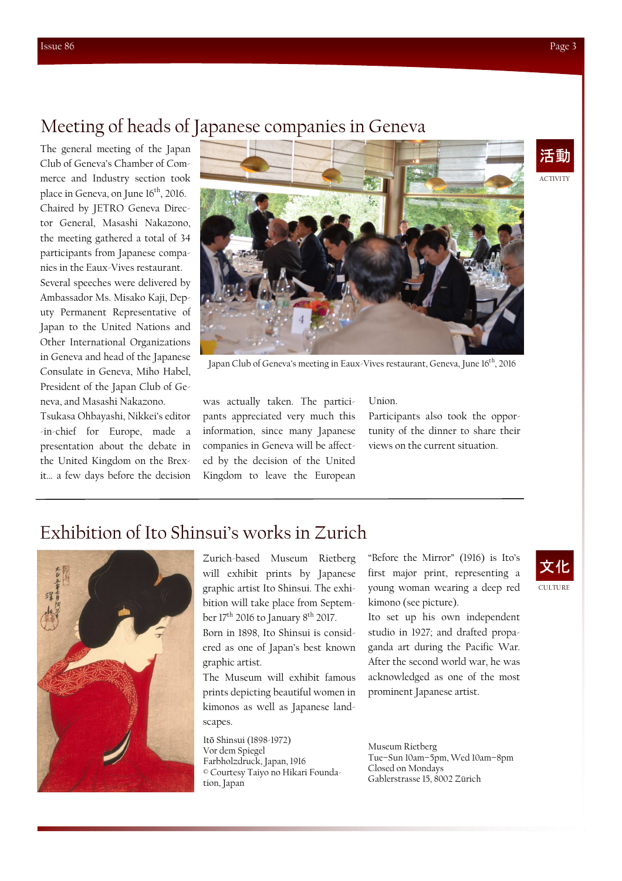## Meeting of heads of Japanese companies in Geneva

活動
ACTIVITY

The general meeting of the Japan Club of Geneva's Chamber of Commerce and Industry section took place in Geneva, on June 16th, 2016. Chaired by JETRO Geneva Director General, Masashi Nakazono, the meeting gathered a total of 34 participants from Japanese companies in the Eaux-Vives restaurant.

Several speeches were delivered by Ambassador Ms. Misako Kaji, Deputy Permanent Representative of Japan to the United Nations and Other International Organizations in Geneva and head of the Japanese Consulate in Geneva, Miho Habel, President of the Japan Club of Geneva, and Masashi Nakazono.

Tsukasa Ohbayashi, Nikkei's editor-in-chief for Europe, made a presentation about the debate in the United Kingdom on the Brexit... a few days before the decision was actually taken. The participants appreciated very much this information, since many Japanese companies in Geneva will be affected by the decision of the United Kingdom to leave the European Union.

Participants also took the opportunity of the dinner to share their views on the current situation.

Japan Club of Geneva's meeting in Eaux-Vives restaurant, Geneva, June 16th, 2016

## Exhibition of Ito Shinsui's works in Zurich

文化
CULTURE

Zurich-based Museum Rietberg will exhibit prints by Japanese graphic artist Ito Shinsui. The exhibition will take place from September 17th 2016 to January 8th 2017.

Born in 1898, Ito Shinsui is considered as one of Japan's best known graphic artist.

The Museum will exhibit famous prints depicting beautiful women in kimonos as well as Japanese landscapes.

"Before the Mirror" (1916) is Ito's first major print, representing a young woman wearing a deep red kimono (see picture).

Ito set up his own independent studio in 1927; and drafted propaganda art during the Pacific War. After the second world war, he was acknowledged as one of the most prominent Japanese artist.

Itō Shinsui (1898-1972)
Vor dem Spiegel
Farbholzdruck, Japan, 1916
© Courtesy Taiyo no Hikari Foundation, Japan

Museum Rietberg
Tue–Sun 10am–5pm, Wed 10am–8pm
Closed on Mondays
Gablerstrasse 15, 8002 Zürich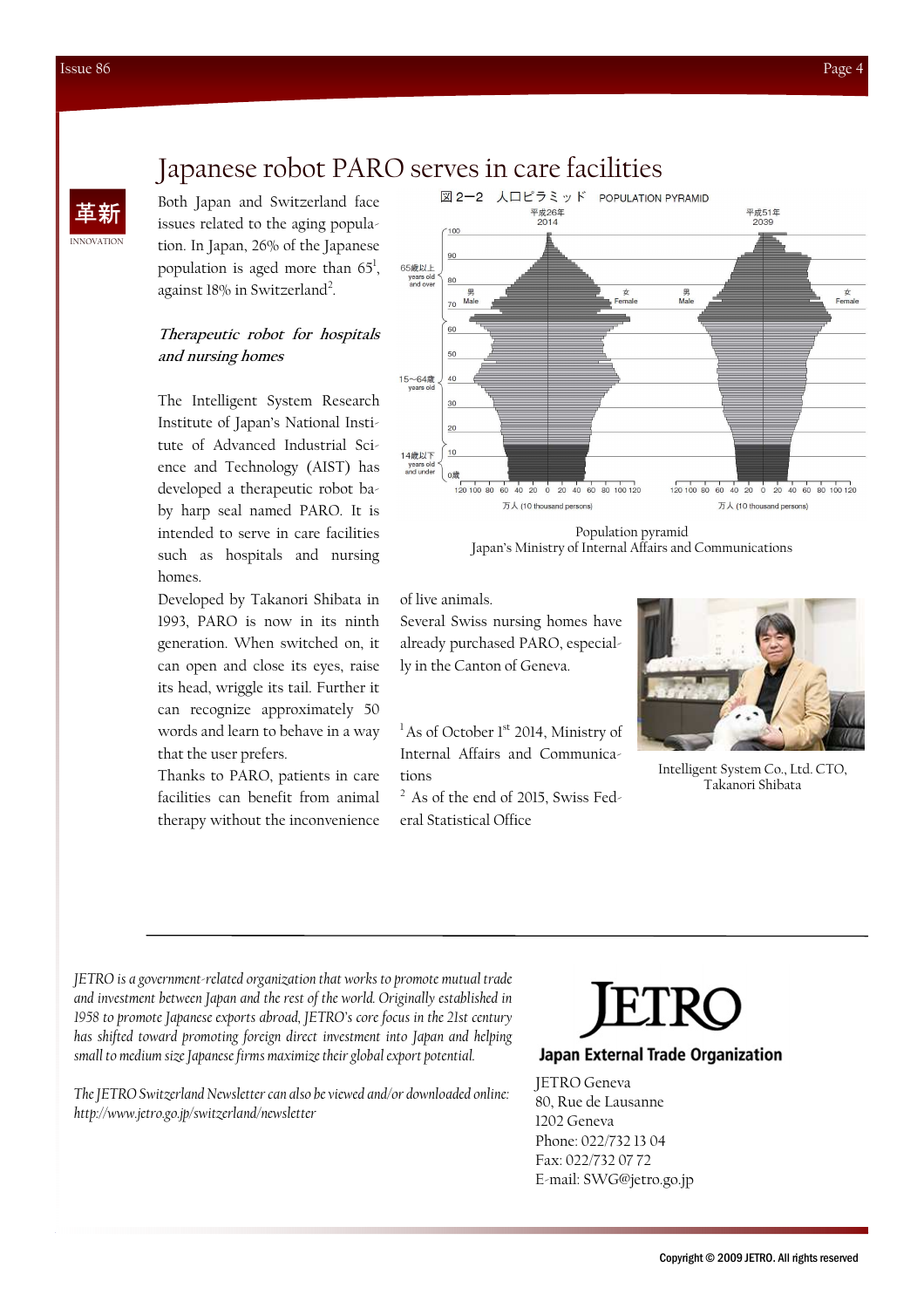# Japanese robot PARO serves in care facilities

革新

INNOVATION

Both Japan and Switzerland face issues related to the aging population. In Japan, 26% of the Japanese population is aged more than 65[1], against 18% in Switzerland[2].

### *Therapeutic robot for hospitals and nursing homes*

The Intelligent System Research Institute of Japan's National Institute of Advanced Industrial Science and Technology (AIST) has developed a therapeutic robot baby harp seal named PARO. It is intended to serve in care facilities such as hospitals and nursing homes.

Developed by Takanori Shibata in 1993, PARO is now in its ninth generation. When switched on, it can open and close its eyes, raise its head, wriggle its tail. Further it can recognize approximately 50 words and learn to behave in a way that the user prefers.

Thanks to PARO, patients in care facilities can benefit from animal therapy without the inconvenience of live animals.

Several Swiss nursing homes have already purchased PARO, especially in the Canton of Geneva.

図 2−2　人口ピラミッド　POPULATION PYRAMID

平成26年
2014

平成51年
2039

65歳以上
years old and over

15～64歳
years old

14歳以下
years old and under

男 Male

女 Female

100
90
80
70
60
50
40
30
20
10
0歳

120 100 80 60 40 20 0 20 40 60 80 100 120

万人 (10 thousand persons)

Population pyramid
Japan's Ministry of Internal Affairs and Communications

Intelligent System Co., Ltd. CTO, Takanori Shibata

[1] As of October 1st 2014, Ministry of Internal Affairs and Communications

[2] As of the end of 2015, Swiss Federal Statistical Office

---

*JETRO is a government-related organization that works to promote mutual trade and investment between Japan and the rest of the world. Originally established in 1958 to promote Japanese exports abroad, JETRO's core focus in the 21st century has shifted toward promoting foreign direct investment into Japan and helping small to medium size Japanese firms maximize their global export potential.*

*The JETRO Switzerland Newsletter can also be viewed and/or downloaded online: http://www.jetro.go.jp/switzerland/newsletter*

JETRO
**Japan External Trade Organization**

JETRO Geneva
80, Rue de Lausanne
1202 Geneva
Phone: 022/732 13 04
Fax: 022/732 07 72
E-mail: SWG@jetro.go.jp

Copyright © 2009 JETRO. All rights reserved